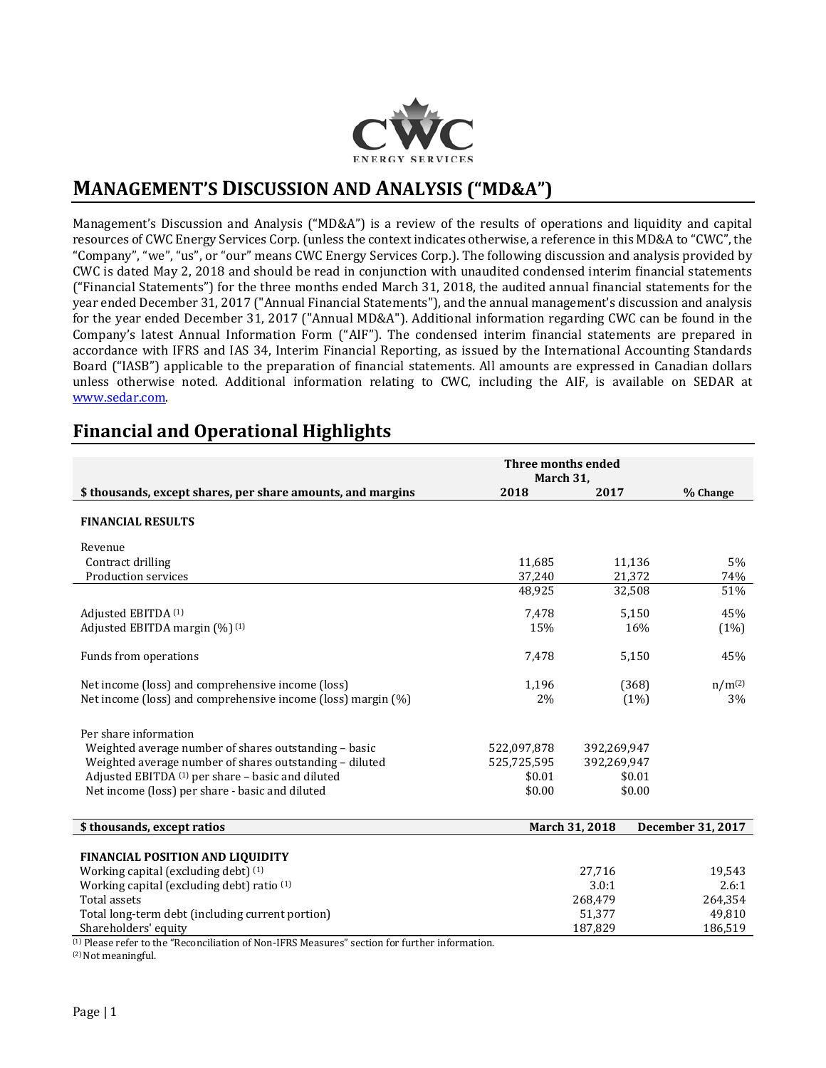# MANAGEMENT'S DISCUSSION AND ANALYSIS ("MD&A")

Management's Discussion and Analysis ("MD&A") is a review of the results of operations and liquidity and capital resources of CWC Energy Services Corp. (unless the context indicates otherwise, a reference in this MD&A to "CWC", the "Company", "we", "us", or "our" means CWC Energy Services Corp.). The following discussion and analysis provided by CWC is dated May 2, 2018 and should be read in conjunction with unaudited condensed interim financial statements ("Financial Statements") for the three months ended March 31, 2018, the audited annual financial statements for the year ended December 31, 2017 ("Annual Financial Statements"), and the annual management's discussion and analysis for the year ended December 31, 2017 ("Annual MD&A"). Additional information regarding CWC can be found in the Company's latest Annual Information Form ("AIF"). The condensed interim financial statements are prepared in accordance with IFRS and IAS 34, Interim Financial Reporting, as issued by the International Accounting Standards Board ("IASB") applicable to the preparation of financial statements. All amounts are expressed in Canadian dollars unless otherwise noted. Additional information relating to CWC, including the AIF, is available on SEDAR at www.sedar.com.

## Financial and Operational Highlights

| | Three months ended March 31, | | |
|---|---|---|---|
| **$ thousands, except shares, per share amounts, and margins** | **2018** | **2017** | **% Change** |
| **FINANCIAL RESULTS** | | | |
| Revenue | | | |
| Contract drilling | 11,685 | 11,136 | 5% |
| Production services | 37,240 | 21,372 | 74% |
| | 48,925 | 32,508 | 51% |
| Adjusted EBITDA [(1)] | 7,478 | 5,150 | 45% |
| Adjusted EBITDA margin (%) [(1)] | 15% | 16% | (1%) |
| Funds from operations | 7,478 | 5,150 | 45% |
| Net income (loss) and comprehensive income (loss) | 1,196 | (368) | n/m[(2)] |
| Net income (loss) and comprehensive income (loss) margin (%) | 2% | (1%) | 3% |
| Per share information | | | |
| Weighted average number of shares outstanding – basic | 522,097,878 | 392,269,947 | |
| Weighted average number of shares outstanding – diluted | 525,725,595 | 392,269,947 | |
| Adjusted EBITDA [(1)] per share – basic and diluted | $0.01 | $0.01 | |
| Net income (loss) per share - basic and diluted | $0.00 | $0.00 | |

| **$ thousands, except ratios** | **March 31, 2018** | **December 31, 2017** |
|---|---|---|
| **FINANCIAL POSITION AND LIQUIDITY** | | |
| Working capital (excluding debt) [(1)] | 27,716 | 19,543 |
| Working capital (excluding debt) ratio [(1)] | 3.0:1 | 2.6:1 |
| Total assets | 268,479 | 264,354 |
| Total long-term debt (including current portion) | 51,377 | 49,810 |
| Shareholders' equity | 187,829 | 186,519 |

(1) Please refer to the "Reconciliation of Non-IFRS Measures" section for further information.

(2) Not meaningful.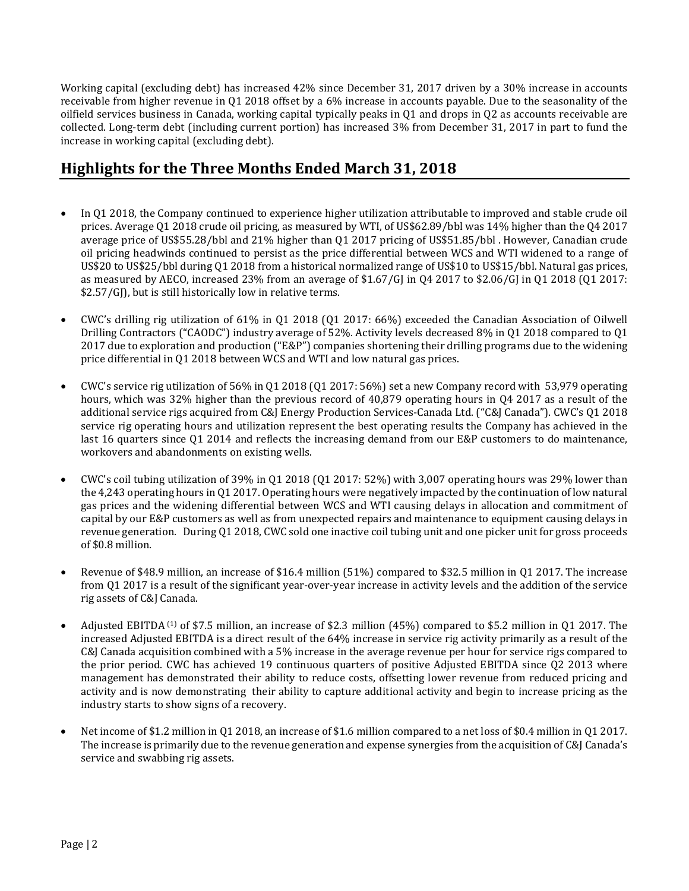Working capital (excluding debt) has increased 42% since December 31, 2017 driven by a 30% increase in accounts receivable from higher revenue in Q1 2018 offset by a 6% increase in accounts payable. Due to the seasonality of the oilfield services business in Canada, working capital typically peaks in Q1 and drops in Q2 as accounts receivable are collected. Long-term debt (including current portion) has increased 3% from December 31, 2017 in part to fund the increase in working capital (excluding debt).

## Highlights for the Three Months Ended March 31, 2018

- In Q1 2018, the Company continued to experience higher utilization attributable to improved and stable crude oil prices. Average Q1 2018 crude oil pricing, as measured by WTI, of US$62.89/bbl was 14% higher than the Q4 2017 average price of US$55.28/bbl and 21% higher than Q1 2017 pricing of US$51.85/bbl . However, Canadian crude oil pricing headwinds continued to persist as the price differential between WCS and WTI widened to a range of US$20 to US$25/bbl during Q1 2018 from a historical normalized range of US$10 to US$15/bbl. Natural gas prices, as measured by AECO, increased 23% from an average of $1.67/GJ in Q4 2017 to $2.06/GJ in Q1 2018 (Q1 2017: $2.57/GJ), but is still historically low in relative terms.

- CWC's drilling rig utilization of 61% in Q1 2018 (Q1 2017: 66%) exceeded the Canadian Association of Oilwell Drilling Contractors ("CAODC") industry average of 52%. Activity levels decreased 8% in Q1 2018 compared to Q1 2017 due to exploration and production ("E&P") companies shortening their drilling programs due to the widening price differential in Q1 2018 between WCS and WTI and low natural gas prices.

- CWC's service rig utilization of 56% in Q1 2018 (Q1 2017: 56%) set a new Company record with 53,979 operating hours, which was 32% higher than the previous record of 40,879 operating hours in Q4 2017 as a result of the additional service rigs acquired from C&J Energy Production Services-Canada Ltd. ("C&J Canada"). CWC's Q1 2018 service rig operating hours and utilization represent the best operating results the Company has achieved in the last 16 quarters since Q1 2014 and reflects the increasing demand from our E&P customers to do maintenance, workovers and abandonments on existing wells.

- CWC's coil tubing utilization of 39% in Q1 2018 (Q1 2017: 52%) with 3,007 operating hours was 29% lower than the 4,243 operating hours in Q1 2017. Operating hours were negatively impacted by the continuation of low natural gas prices and the widening differential between WCS and WTI causing delays in allocation and commitment of capital by our E&P customers as well as from unexpected repairs and maintenance to equipment causing delays in revenue generation. During Q1 2018, CWC sold one inactive coil tubing unit and one picker unit for gross proceeds of $0.8 million.

- Revenue of $48.9 million, an increase of $16.4 million (51%) compared to $32.5 million in Q1 2017. The increase from Q1 2017 is a result of the significant year-over-year increase in activity levels and the addition of the service rig assets of C&J Canada.

- Adjusted EBITDA [(1)] of $7.5 million, an increase of $2.3 million (45%) compared to $5.2 million in Q1 2017. The increased Adjusted EBITDA is a direct result of the 64% increase in service rig activity primarily as a result of the C&J Canada acquisition combined with a 5% increase in the average revenue per hour for service rigs compared to the prior period. CWC has achieved 19 continuous quarters of positive Adjusted EBITDA since Q2 2013 where management has demonstrated their ability to reduce costs, offsetting lower revenue from reduced pricing and activity and is now demonstrating their ability to capture additional activity and begin to increase pricing as the industry starts to show signs of a recovery.

- Net income of $1.2 million in Q1 2018, an increase of $1.6 million compared to a net loss of $0.4 million in Q1 2017. The increase is primarily due to the revenue generation and expense synergies from the acquisition of C&J Canada's service and swabbing rig assets.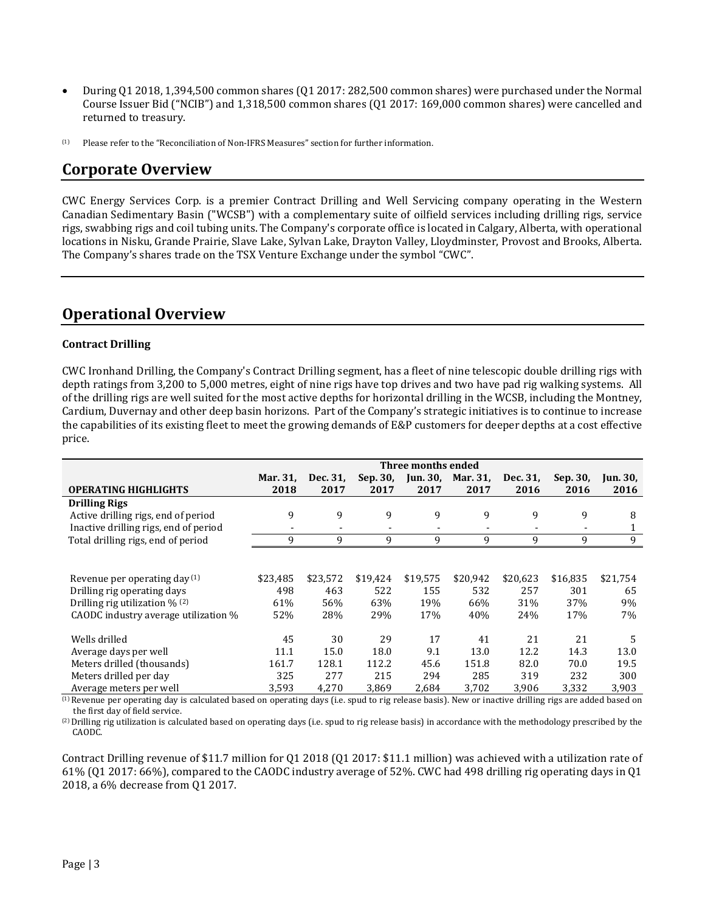- During Q1 2018, 1,394,500 common shares (Q1 2017: 282,500 common shares) were purchased under the Normal Course Issuer Bid ("NCIB") and 1,318,500 common shares (Q1 2017: 169,000 common shares) were cancelled and returned to treasury.

(1) Please refer to the "Reconciliation of Non-IFRS Measures" section for further information.

## Corporate Overview

CWC Energy Services Corp. is a premier Contract Drilling and Well Servicing company operating in the Western Canadian Sedimentary Basin ("WCSB") with a complementary suite of oilfield services including drilling rigs, service rigs, swabbing rigs and coil tubing units. The Company's corporate office is located in Calgary, Alberta, with operational locations in Nisku, Grande Prairie, Slave Lake, Sylvan Lake, Drayton Valley, Lloydminster, Provost and Brooks, Alberta. The Company's shares trade on the TSX Venture Exchange under the symbol "CWC".

## Operational Overview

### Contract Drilling

CWC Ironhand Drilling, the Company's Contract Drilling segment, has a fleet of nine telescopic double drilling rigs with depth ratings from 3,200 to 5,000 metres, eight of nine rigs have top drives and two have pad rig walking systems. All of the drilling rigs are well suited for the most active depths for horizontal drilling in the WCSB, including the Montney, Cardium, Duvernay and other deep basin horizons. Part of the Company's strategic initiatives is to continue to increase the capabilities of its existing fleet to meet the growing demands of E&P customers for deeper depths at a cost effective price.

| | Three months ended | | | | | | | |
|---|---|---|---|---|---|---|---|---|
| **OPERATING HIGHLIGHTS** | **Mar. 31, 2018** | **Dec. 31, 2017** | **Sep. 30, 2017** | **Jun. 30, 2017** | **Mar. 31, 2017** | **Dec. 31, 2016** | **Sep. 30, 2016** | **Jun. 30, 2016** |
| **Drilling Rigs** | | | | | | | | |
| Active drilling rigs, end of period | 9 | 9 | 9 | 9 | 9 | 9 | 9 | 8 |
| Inactive drilling rigs, end of period | - | - | - | - | - | - | - | 1 |
| Total drilling rigs, end of period | 9 | 9 | 9 | 9 | 9 | 9 | 9 | 9 |
| | | | | | | | | |
| Revenue per operating day (1) | $23,485 | $23,572 | $19,424 | $19,575 | $20,942 | $20,623 | $16,835 | $21,754 |
| Drilling rig operating days | 498 | 463 | 522 | 155 | 532 | 257 | 301 | 65 |
| Drilling rig utilization % (2) | 61% | 56% | 63% | 19% | 66% | 31% | 37% | 9% |
| CAODC industry average utilization % | 52% | 28% | 29% | 17% | 40% | 24% | 17% | 7% |
| | | | | | | | | |
| Wells drilled | 45 | 30 | 29 | 17 | 41 | 21 | 21 | 5 |
| Average days per well | 11.1 | 15.0 | 18.0 | 9.1 | 13.0 | 12.2 | 14.3 | 13.0 |
| Meters drilled (thousands) | 161.7 | 128.1 | 112.2 | 45.6 | 151.8 | 82.0 | 70.0 | 19.5 |
| Meters drilled per day | 325 | 277 | 215 | 294 | 285 | 319 | 232 | 300 |
| Average meters per well | 3,593 | 4,270 | 3,869 | 2,684 | 3,702 | 3,906 | 3,332 | 3,903 |

(1) Revenue per operating day is calculated based on operating days (i.e. spud to rig release basis). New or inactive drilling rigs are added based on the first day of field service.

(2) Drilling rig utilization is calculated based on operating days (i.e. spud to rig release basis) in accordance with the methodology prescribed by the CAODC.

Contract Drilling revenue of $11.7 million for Q1 2018 (Q1 2017: $11.1 million) was achieved with a utilization rate of 61% (Q1 2017: 66%), compared to the CAODC industry average of 52%. CWC had 498 drilling rig operating days in Q1 2018, a 6% decrease from Q1 2017.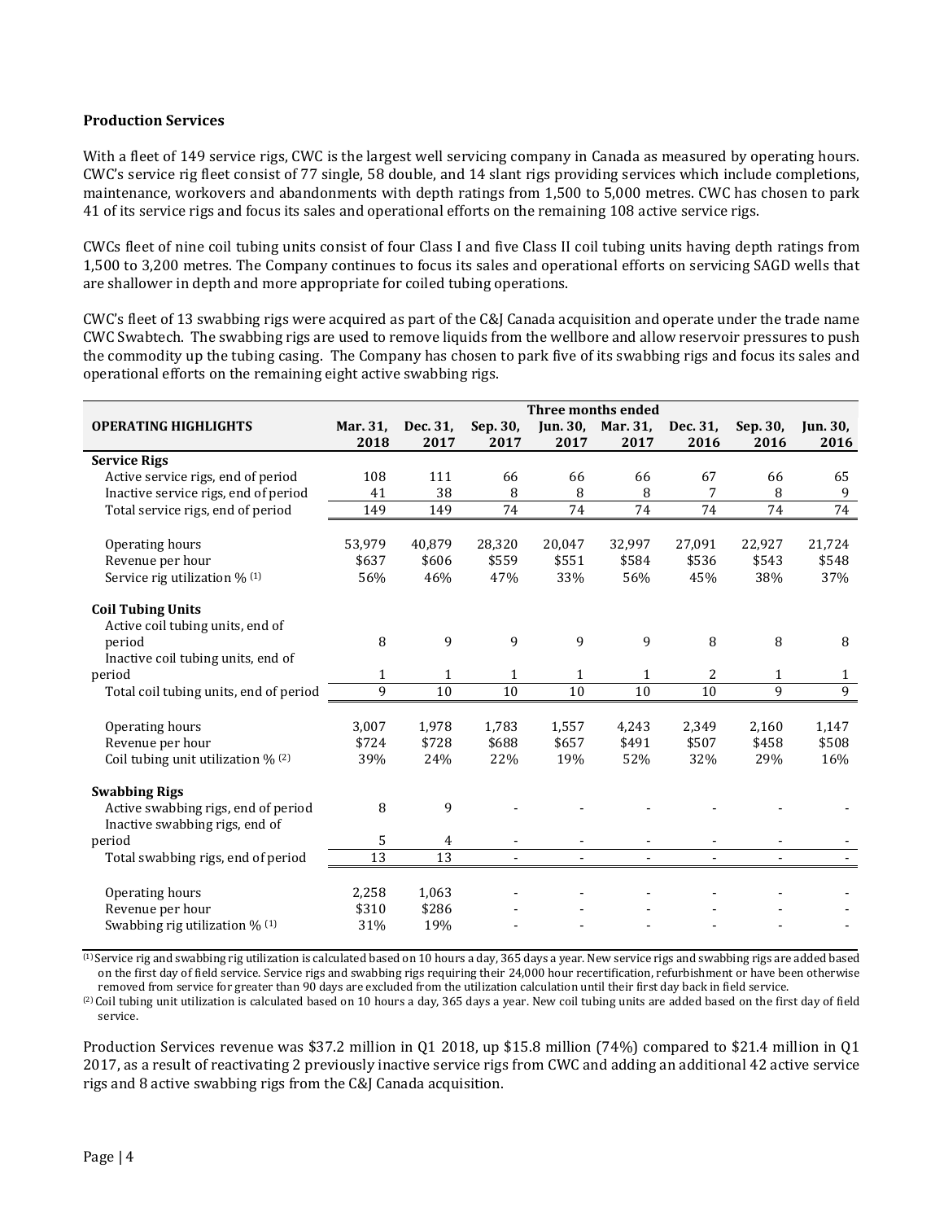### Production Services

With a fleet of 149 service rigs, CWC is the largest well servicing company in Canada as measured by operating hours. CWC's service rig fleet consist of 77 single, 58 double, and 14 slant rigs providing services which include completions, maintenance, workovers and abandonments with depth ratings from 1,500 to 5,000 metres. CWC has chosen to park 41 of its service rigs and focus its sales and operational efforts on the remaining 108 active service rigs.

CWCs fleet of nine coil tubing units consist of four Class I and five Class II coil tubing units having depth ratings from 1,500 to 3,200 metres. The Company continues to focus its sales and operational efforts on servicing SAGD wells that are shallower in depth and more appropriate for coiled tubing operations.

CWC's fleet of 13 swabbing rigs were acquired as part of the C&J Canada acquisition and operate under the trade name CWC Swabtech. The swabbing rigs are used to remove liquids from the wellbore and allow reservoir pressures to push the commodity up the tubing casing. The Company has chosen to park five of its swabbing rigs and focus its sales and operational efforts on the remaining eight active swabbing rigs.

| | Three months ended | | | | | | | |
|---|---|---|---|---|---|---|---|---|
| **OPERATING HIGHLIGHTS** | **Mar. 31, 2018** | **Dec. 31, 2017** | **Sep. 30, 2017** | **Jun. 30, 2017** | **Mar. 31, 2017** | **Dec. 31, 2016** | **Sep. 30, 2016** | **Jun. 30, 2016** |
| **Service Rigs** | | | | | | | | |
| Active service rigs, end of period | 108 | 111 | 66 | 66 | 66 | 67 | 66 | 65 |
| Inactive service rigs, end of period | 41 | 38 | 8 | 8 | 8 | 7 | 8 | 9 |
| Total service rigs, end of period | 149 | 149 | 74 | 74 | 74 | 74 | 74 | 74 |
| Operating hours | 53,979 | 40,879 | 28,320 | 20,047 | 32,997 | 27,091 | 22,927 | 21,724 |
| Revenue per hour | $637 | $606 | $559 | $551 | $584 | $536 | $543 | $548 |
| Service rig utilization % (1) | 56% | 46% | 47% | 33% | 56% | 45% | 38% | 37% |
| **Coil Tubing Units** | | | | | | | | |
| Active coil tubing units, end of period | 8 | 9 | 9 | 9 | 9 | 8 | 8 | 8 |
| Inactive coil tubing units, end of period | 1 | 1 | 1 | 1 | 1 | 2 | 1 | 1 |
| Total coil tubing units, end of period | 9 | 10 | 10 | 10 | 10 | 10 | 9 | 9 |
| Operating hours | 3,007 | 1,978 | 1,783 | 1,557 | 4,243 | 2,349 | 2,160 | 1,147 |
| Revenue per hour | $724 | $728 | $688 | $657 | $491 | $507 | $458 | $508 |
| Coil tubing unit utilization % (2) | 39% | 24% | 22% | 19% | 52% | 32% | 29% | 16% |
| **Swabbing Rigs** | | | | | | | | |
| Active swabbing rigs, end of period | 8 | 9 | - | - | - | - | - | - |
| Inactive swabbing rigs, end of period | 5 | 4 | - | - | - | - | - | - |
| Total swabbing rigs, end of period | 13 | 13 | - | - | - | - | - | - |
| Operating hours | 2,258 | 1,063 | - | - | - | - | - | - |
| Revenue per hour | $310 | $286 | - | - | - | - | - | - |
| Swabbing rig utilization % (1) | 31% | 19% | - | - | - | - | - | - |

(1) Service rig and swabbing rig utilization is calculated based on 10 hours a day, 365 days a year. New service rigs and swabbing rigs are added based on the first day of field service. Service rigs and swabbing rigs requiring their 24,000 hour recertification, refurbishment or have been otherwise removed from service for greater than 90 days are excluded from the utilization calculation until their first day back in field service.

(2) Coil tubing unit utilization is calculated based on 10 hours a day, 365 days a year. New coil tubing units are added based on the first day of field service.

Production Services revenue was $37.2 million in Q1 2018, up $15.8 million (74%) compared to $21.4 million in Q1 2017, as a result of reactivating 2 previously inactive service rigs from CWC and adding an additional 42 active service rigs and 8 active swabbing rigs from the C&J Canada acquisition.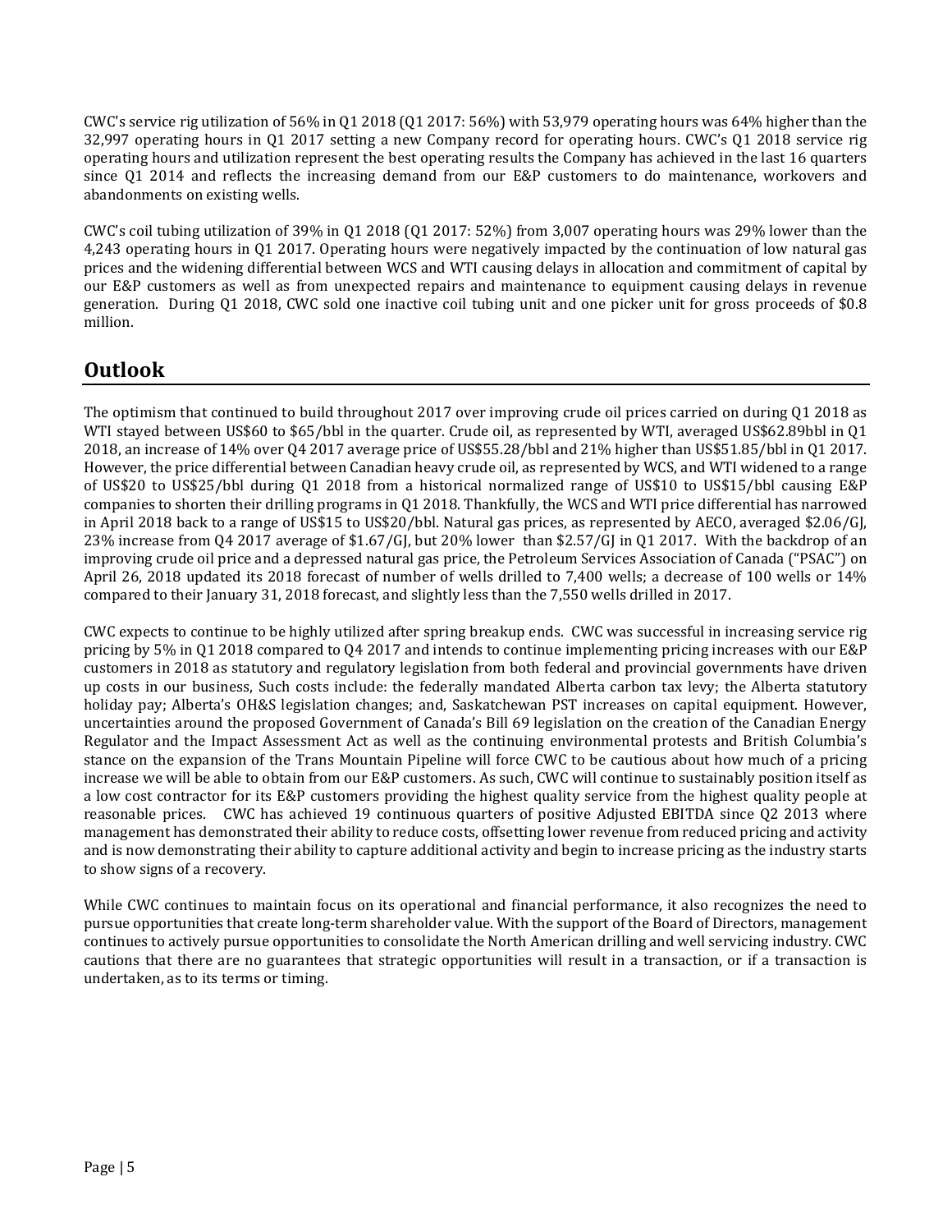CWC's service rig utilization of 56% in Q1 2018 (Q1 2017: 56%) with 53,979 operating hours was 64% higher than the 32,997 operating hours in Q1 2017 setting a new Company record for operating hours. CWC's Q1 2018 service rig operating hours and utilization represent the best operating results the Company has achieved in the last 16 quarters since Q1 2014 and reflects the increasing demand from our E&P customers to do maintenance, workovers and abandonments on existing wells.

CWC's coil tubing utilization of 39% in Q1 2018 (Q1 2017: 52%) from 3,007 operating hours was 29% lower than the 4,243 operating hours in Q1 2017. Operating hours were negatively impacted by the continuation of low natural gas prices and the widening differential between WCS and WTI causing delays in allocation and commitment of capital by our E&P customers as well as from unexpected repairs and maintenance to equipment causing delays in revenue generation. During Q1 2018, CWC sold one inactive coil tubing unit and one picker unit for gross proceeds of $0.8 million.

## Outlook

The optimism that continued to build throughout 2017 over improving crude oil prices carried on during Q1 2018 as WTI stayed between US$60 to $65/bbl in the quarter. Crude oil, as represented by WTI, averaged US$62.89bbl in Q1 2018, an increase of 14% over Q4 2017 average price of US$55.28/bbl and 21% higher than US$51.85/bbl in Q1 2017. However, the price differential between Canadian heavy crude oil, as represented by WCS, and WTI widened to a range of US$20 to US$25/bbl during Q1 2018 from a historical normalized range of US$10 to US$15/bbl causing E&P companies to shorten their drilling programs in Q1 2018. Thankfully, the WCS and WTI price differential has narrowed in April 2018 back to a range of US$15 to US$20/bbl. Natural gas prices, as represented by AECO, averaged $2.06/GJ, 23% increase from Q4 2017 average of $1.67/GJ, but 20% lower than $2.57/GJ in Q1 2017. With the backdrop of an improving crude oil price and a depressed natural gas price, the Petroleum Services Association of Canada ("PSAC") on April 26, 2018 updated its 2018 forecast of number of wells drilled to 7,400 wells; a decrease of 100 wells or 14% compared to their January 31, 2018 forecast, and slightly less than the 7,550 wells drilled in 2017.

CWC expects to continue to be highly utilized after spring breakup ends. CWC was successful in increasing service rig pricing by 5% in Q1 2018 compared to Q4 2017 and intends to continue implementing pricing increases with our E&P customers in 2018 as statutory and regulatory legislation from both federal and provincial governments have driven up costs in our business, Such costs include: the federally mandated Alberta carbon tax levy; the Alberta statutory holiday pay; Alberta's OH&S legislation changes; and, Saskatchewan PST increases on capital equipment. However, uncertainties around the proposed Government of Canada's Bill 69 legislation on the creation of the Canadian Energy Regulator and the Impact Assessment Act as well as the continuing environmental protests and British Columbia's stance on the expansion of the Trans Mountain Pipeline will force CWC to be cautious about how much of a pricing increase we will be able to obtain from our E&P customers. As such, CWC will continue to sustainably position itself as a low cost contractor for its E&P customers providing the highest quality service from the highest quality people at reasonable prices. CWC has achieved 19 continuous quarters of positive Adjusted EBITDA since Q2 2013 where management has demonstrated their ability to reduce costs, offsetting lower revenue from reduced pricing and activity and is now demonstrating their ability to capture additional activity and begin to increase pricing as the industry starts to show signs of a recovery.

While CWC continues to maintain focus on its operational and financial performance, it also recognizes the need to pursue opportunities that create long-term shareholder value. With the support of the Board of Directors, management continues to actively pursue opportunities to consolidate the North American drilling and well servicing industry. CWC cautions that there are no guarantees that strategic opportunities will result in a transaction, or if a transaction is undertaken, as to its terms or timing.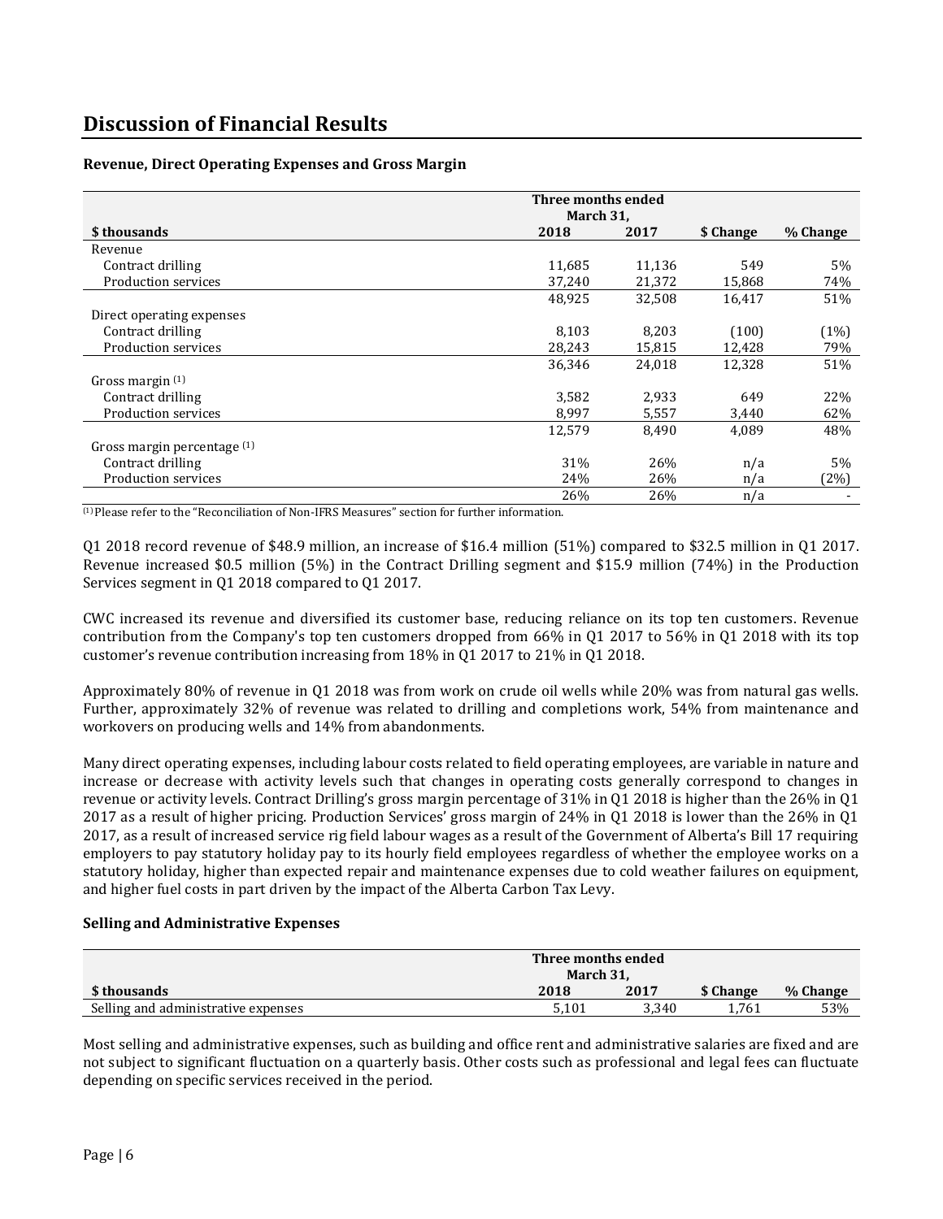# Discussion of Financial Results

### Revenue, Direct Operating Expenses and Gross Margin

| $ thousands | Three months ended March 31, 2018 | 2017 | $ Change | % Change |
|---|---|---|---|---|
| Revenue | | | | |
| Contract drilling | 11,685 | 11,136 | 549 | 5% |
| Production services | 37,240 | 21,372 | 15,868 | 74% |
| | 48,925 | 32,508 | 16,417 | 51% |
| Direct operating expenses | | | | |
| Contract drilling | 8,103 | 8,203 | (100) | (1%) |
| Production services | 28,243 | 15,815 | 12,428 | 79% |
| | 36,346 | 24,018 | 12,328 | 51% |
| Gross margin [(1)] | | | | |
| Contract drilling | 3,582 | 2,933 | 649 | 22% |
| Production services | 8,997 | 5,557 | 3,440 | 62% |
| | 12,579 | 8,490 | 4,089 | 48% |
| Gross margin percentage [(1)] | | | | |
| Contract drilling | 31% | 26% | n/a | 5% |
| Production services | 24% | 26% | n/a | (2%) |
| | 26% | 26% | n/a | - |

[(1)] Please refer to the "Reconciliation of Non-IFRS Measures" section for further information.

Q1 2018 record revenue of $48.9 million, an increase of $16.4 million (51%) compared to $32.5 million in Q1 2017. Revenue increased $0.5 million (5%) in the Contract Drilling segment and $15.9 million (74%) in the Production Services segment in Q1 2018 compared to Q1 2017.

CWC increased its revenue and diversified its customer base, reducing reliance on its top ten customers. Revenue contribution from the Company's top ten customers dropped from 66% in Q1 2017 to 56% in Q1 2018 with its top customer's revenue contribution increasing from 18% in Q1 2017 to 21% in Q1 2018.

Approximately 80% of revenue in Q1 2018 was from work on crude oil wells while 20% was from natural gas wells. Further, approximately 32% of revenue was related to drilling and completions work, 54% from maintenance and workovers on producing wells and 14% from abandonments.

Many direct operating expenses, including labour costs related to field operating employees, are variable in nature and increase or decrease with activity levels such that changes in operating costs generally correspond to changes in revenue or activity levels. Contract Drilling's gross margin percentage of 31% in Q1 2018 is higher than the 26% in Q1 2017 as a result of higher pricing. Production Services' gross margin of 24% in Q1 2018 is lower than the 26% in Q1 2017, as a result of increased service rig field labour wages as a result of the Government of Alberta's Bill 17 requiring employers to pay statutory holiday pay to its hourly field employees regardless of whether the employee works on a statutory holiday, higher than expected repair and maintenance expenses due to cold weather failures on equipment, and higher fuel costs in part driven by the impact of the Alberta Carbon Tax Levy.

### Selling and Administrative Expenses

| $ thousands | Three months ended March 31, 2018 | 2017 | $ Change | % Change |
|---|---|---|---|---|
| Selling and administrative expenses | 5,101 | 3,340 | 1,761 | 53% |

Most selling and administrative expenses, such as building and office rent and administrative salaries are fixed and are not subject to significant fluctuation on a quarterly basis. Other costs such as professional and legal fees can fluctuate depending on specific services received in the period.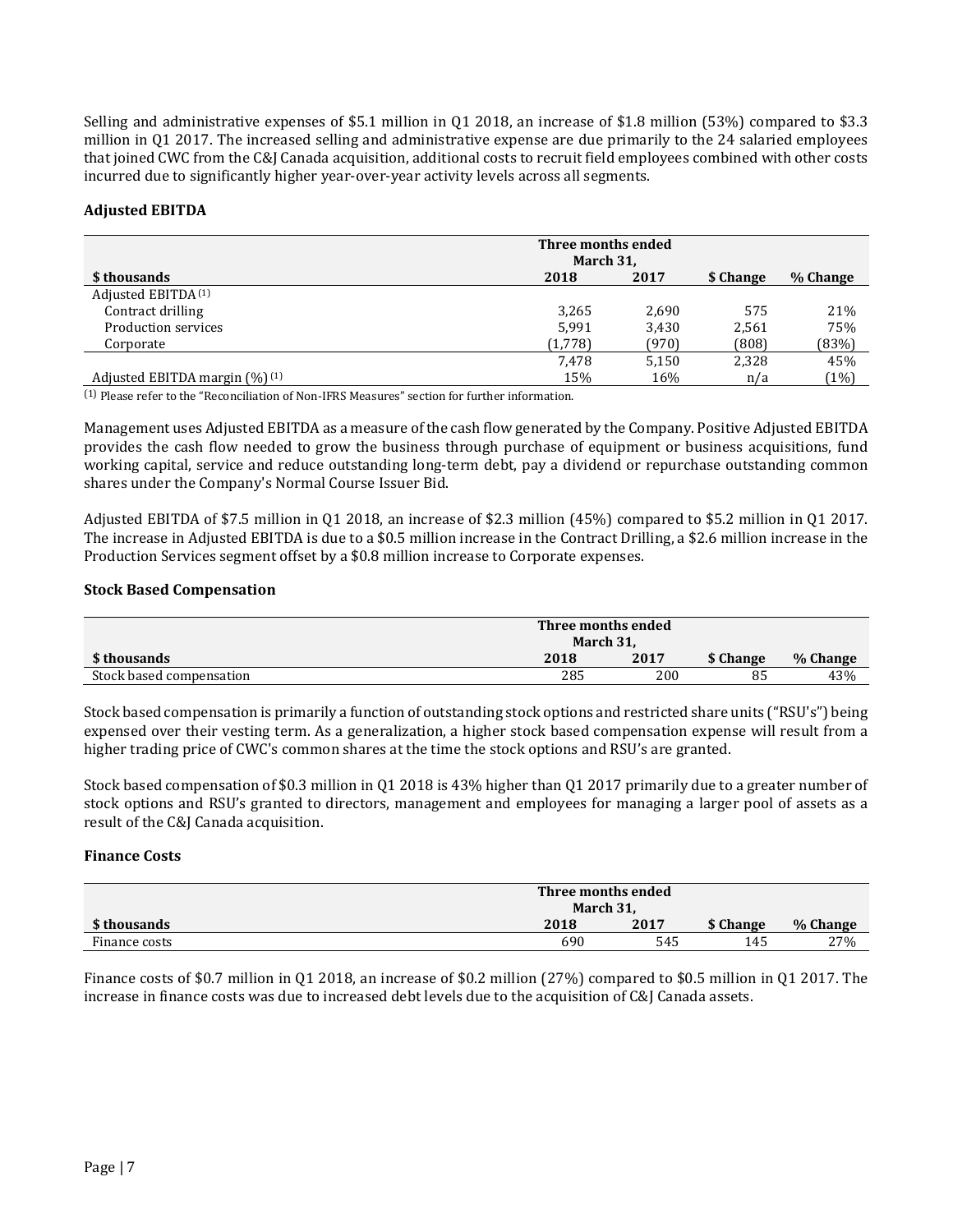Selling and administrative expenses of $5.1 million in Q1 2018, an increase of $1.8 million (53%) compared to $3.3 million in Q1 2017. The increased selling and administrative expense are due primarily to the 24 salaried employees that joined CWC from the C&J Canada acquisition, additional costs to recruit field employees combined with other costs incurred due to significantly higher year-over-year activity levels across all segments.

**Adjusted EBITDA**

| | Three months ended March 31, | | | |
|---|---|---|---|---|
| **$ thousands** | **2018** | **2017** | **$ Change** | **% Change** |
| Adjusted EBITDA [(1)] | | | | |
| Contract drilling | 3,265 | 2,690 | 575 | 21% |
| Production services | 5,991 | 3,430 | 2,561 | 75% |
| Corporate | (1,778) | (970) | (808) | (83%) |
| | 7,478 | 5,150 | 2,328 | 45% |
| Adjusted EBITDA margin (%) [(1)] | 15% | 16% | n/a | (1%) |

(1) Please refer to the "Reconciliation of Non-IFRS Measures" section for further information.

Management uses Adjusted EBITDA as a measure of the cash flow generated by the Company. Positive Adjusted EBITDA provides the cash flow needed to grow the business through purchase of equipment or business acquisitions, fund working capital, service and reduce outstanding long-term debt, pay a dividend or repurchase outstanding common shares under the Company's Normal Course Issuer Bid.

Adjusted EBITDA of $7.5 million in Q1 2018, an increase of $2.3 million (45%) compared to $5.2 million in Q1 2017. The increase in Adjusted EBITDA is due to a $0.5 million increase in the Contract Drilling, a $2.6 million increase in the Production Services segment offset by a $0.8 million increase to Corporate expenses.

**Stock Based Compensation**

| | Three months ended March 31, | | | |
|---|---|---|---|---|
| **$ thousands** | **2018** | **2017** | **$ Change** | **% Change** |
| Stock based compensation | 285 | 200 | 85 | 43% |

Stock based compensation is primarily a function of outstanding stock options and restricted share units ("RSU's") being expensed over their vesting term. As a generalization, a higher stock based compensation expense will result from a higher trading price of CWC's common shares at the time the stock options and RSU's are granted.

Stock based compensation of $0.3 million in Q1 2018 is 43% higher than Q1 2017 primarily due to a greater number of stock options and RSU's granted to directors, management and employees for managing a larger pool of assets as a result of the C&J Canada acquisition.

**Finance Costs**

| | Three months ended March 31, | | | |
|---|---|---|---|---|
| **$ thousands** | **2018** | **2017** | **$ Change** | **% Change** |
| Finance costs | 690 | 545 | 145 | 27% |

Finance costs of $0.7 million in Q1 2018, an increase of $0.2 million (27%) compared to $0.5 million in Q1 2017. The increase in finance costs was due to increased debt levels due to the acquisition of C&J Canada assets.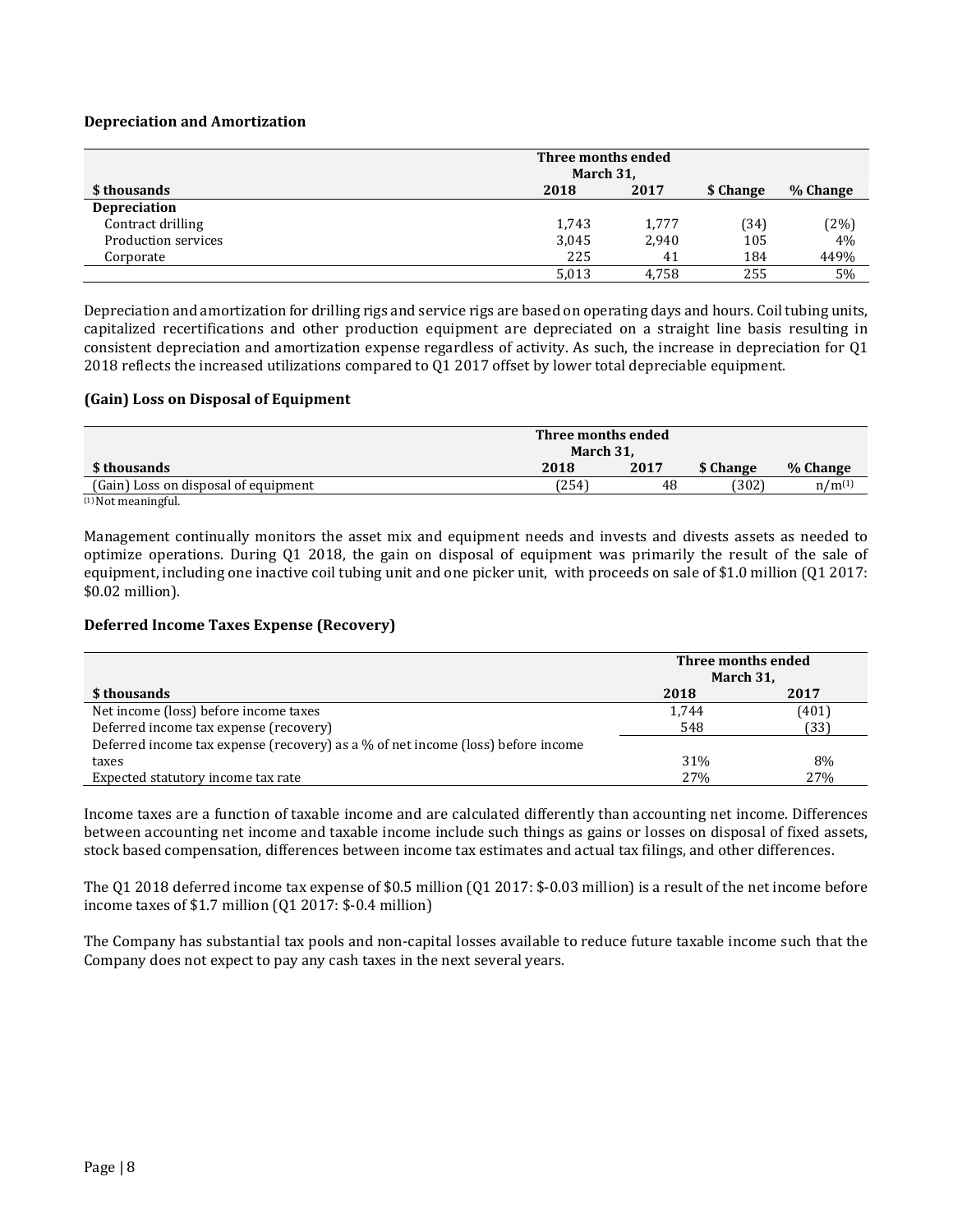### Depreciation and Amortization

| $ thousands | Three months ended March 31, 2018 | 2017 | $ Change | % Change |
|---|---|---|---|---|
| **Depreciation** | | | | |
| Contract drilling | 1,743 | 1,777 | (34) | (2%) |
| Production services | 3,045 | 2,940 | 105 | 4% |
| Corporate | 225 | 41 | 184 | 449% |
| | 5,013 | 4,758 | 255 | 5% |

Depreciation and amortization for drilling rigs and service rigs are based on operating days and hours. Coil tubing units, capitalized recertifications and other production equipment are depreciated on a straight line basis resulting in consistent depreciation and amortization expense regardless of activity. As such, the increase in depreciation for Q1 2018 reflects the increased utilizations compared to Q1 2017 offset by lower total depreciable equipment.

### (Gain) Loss on Disposal of Equipment

| $ thousands | Three months ended March 31, 2018 | 2017 | $ Change | % Change |
|---|---|---|---|---|
| (Gain) Loss on disposal of equipment | (254) | 48 | (302) | n/m[(1)] |

[(1)] Not meaningful.

Management continually monitors the asset mix and equipment needs and invests and divests assets as needed to optimize operations. During Q1 2018, the gain on disposal of equipment was primarily the result of the sale of equipment, including one inactive coil tubing unit and one picker unit, with proceeds on sale of $1.0 million (Q1 2017: $0.02 million).

### Deferred Income Taxes Expense (Recovery)

| $ thousands | Three months ended March 31, 2018 | 2017 |
|---|---|---|
| Net income (loss) before income taxes | 1,744 | (401) |
| Deferred income tax expense (recovery) | 548 | (33) |
| Deferred income tax expense (recovery) as a % of net income (loss) before income taxes | 31% | 8% |
| Expected statutory income tax rate | 27% | 27% |

Income taxes are a function of taxable income and are calculated differently than accounting net income. Differences between accounting net income and taxable income include such things as gains or losses on disposal of fixed assets, stock based compensation, differences between income tax estimates and actual tax filings, and other differences.

The Q1 2018 deferred income tax expense of $0.5 million (Q1 2017: $-0.03 million) is a result of the net income before income taxes of $1.7 million (Q1 2017: $-0.4 million)

The Company has substantial tax pools and non-capital losses available to reduce future taxable income such that the Company does not expect to pay any cash taxes in the next several years.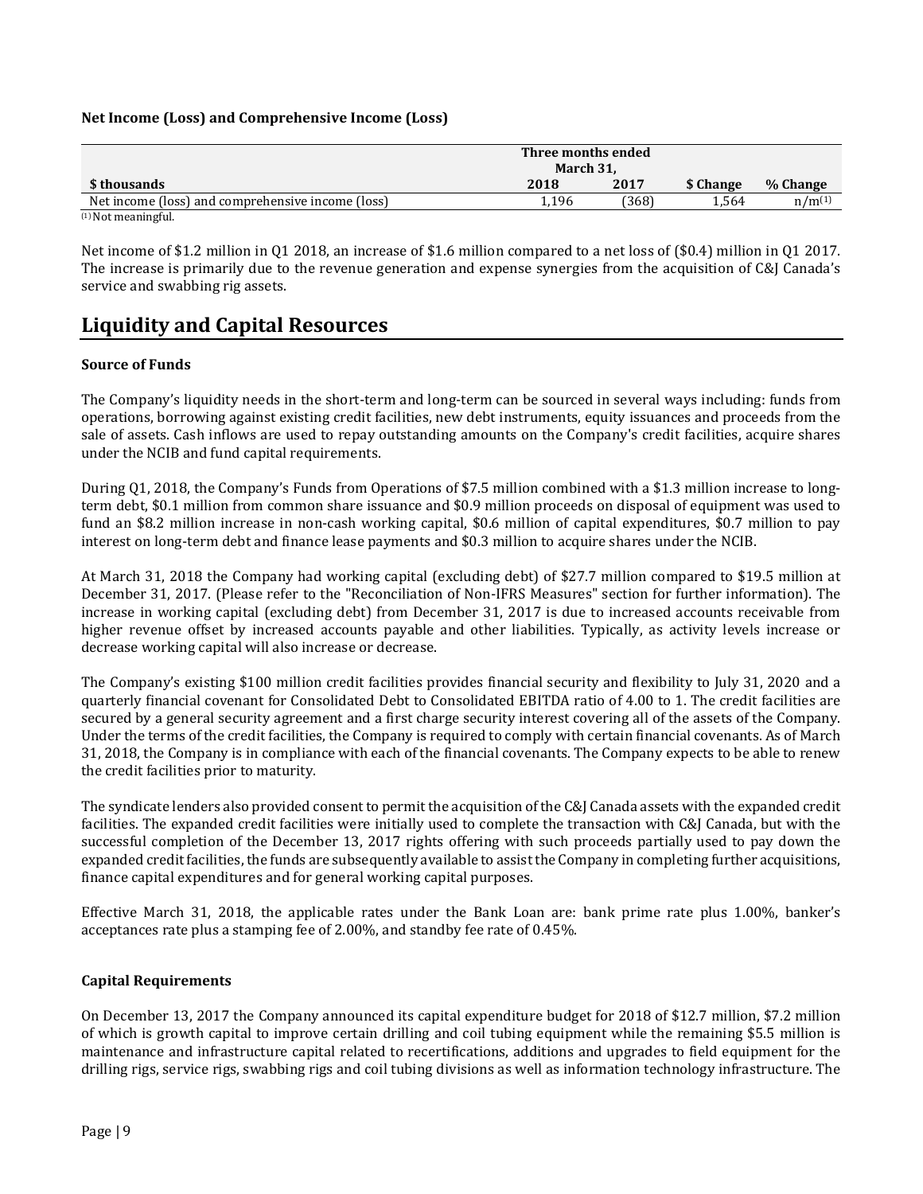**Net Income (Loss) and Comprehensive Income (Loss)**

| $ thousands | Three months ended March 31, 2018 | 2017 | $ Change | % Change |
|---|---|---|---|---|
| Net income (loss) and comprehensive income (loss) | 1,196 | (368) | 1,564 | n/m[(1)] |

[(1)] Not meaningful.

Net income of $1.2 million in Q1 2018, an increase of $1.6 million compared to a net loss of ($0.4) million in Q1 2017. The increase is primarily due to the revenue generation and expense synergies from the acquisition of C&J Canada's service and swabbing rig assets.

## Liquidity and Capital Resources

**Source of Funds**

The Company's liquidity needs in the short-term and long-term can be sourced in several ways including: funds from operations, borrowing against existing credit facilities, new debt instruments, equity issuances and proceeds from the sale of assets. Cash inflows are used to repay outstanding amounts on the Company's credit facilities, acquire shares under the NCIB and fund capital requirements.

During Q1, 2018, the Company's Funds from Operations of $7.5 million combined with a $1.3 million increase to long-term debt, $0.1 million from common share issuance and $0.9 million proceeds on disposal of equipment was used to fund an $8.2 million increase in non-cash working capital, $0.6 million of capital expenditures, $0.7 million to pay interest on long-term debt and finance lease payments and $0.3 million to acquire shares under the NCIB.

At March 31, 2018 the Company had working capital (excluding debt) of $27.7 million compared to $19.5 million at December 31, 2017. (Please refer to the "Reconciliation of Non-IFRS Measures" section for further information). The increase in working capital (excluding debt) from December 31, 2017 is due to increased accounts receivable from higher revenue offset by increased accounts payable and other liabilities. Typically, as activity levels increase or decrease working capital will also increase or decrease.

The Company's existing $100 million credit facilities provides financial security and flexibility to July 31, 2020 and a quarterly financial covenant for Consolidated Debt to Consolidated EBITDA ratio of 4.00 to 1. The credit facilities are secured by a general security agreement and a first charge security interest covering all of the assets of the Company. Under the terms of the credit facilities, the Company is required to comply with certain financial covenants. As of March 31, 2018, the Company is in compliance with each of the financial covenants. The Company expects to be able to renew the credit facilities prior to maturity.

The syndicate lenders also provided consent to permit the acquisition of the C&J Canada assets with the expanded credit facilities. The expanded credit facilities were initially used to complete the transaction with C&J Canada, but with the successful completion of the December 13, 2017 rights offering with such proceeds partially used to pay down the expanded credit facilities, the funds are subsequently available to assist the Company in completing further acquisitions, finance capital expenditures and for general working capital purposes.

Effective March 31, 2018, the applicable rates under the Bank Loan are: bank prime rate plus 1.00%, banker's acceptances rate plus a stamping fee of 2.00%, and standby fee rate of 0.45%.

**Capital Requirements**

On December 13, 2017 the Company announced its capital expenditure budget for 2018 of $12.7 million, $7.2 million of which is growth capital to improve certain drilling and coil tubing equipment while the remaining $5.5 million is maintenance and infrastructure capital related to recertifications, additions and upgrades to field equipment for the drilling rigs, service rigs, swabbing rigs and coil tubing divisions as well as information technology infrastructure. The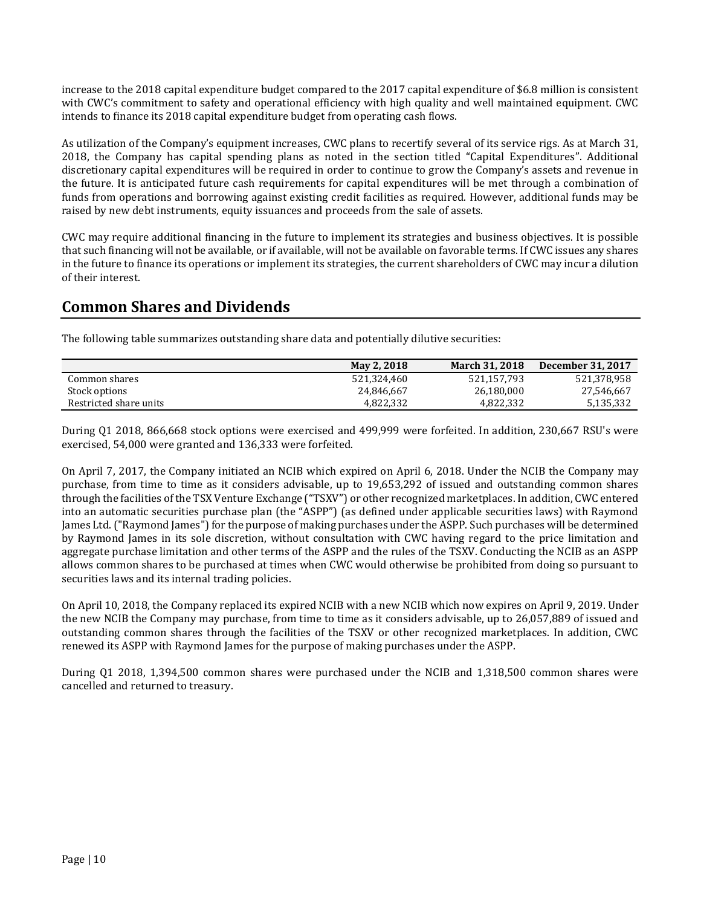increase to the 2018 capital expenditure budget compared to the 2017 capital expenditure of $6.8 million is consistent with CWC's commitment to safety and operational efficiency with high quality and well maintained equipment. CWC intends to finance its 2018 capital expenditure budget from operating cash flows.

As utilization of the Company's equipment increases, CWC plans to recertify several of its service rigs. As at March 31, 2018, the Company has capital spending plans as noted in the section titled "Capital Expenditures". Additional discretionary capital expenditures will be required in order to continue to grow the Company's assets and revenue in the future. It is anticipated future cash requirements for capital expenditures will be met through a combination of funds from operations and borrowing against existing credit facilities as required. However, additional funds may be raised by new debt instruments, equity issuances and proceeds from the sale of assets.

CWC may require additional financing in the future to implement its strategies and business objectives. It is possible that such financing will not be available, or if available, will not be available on favorable terms. If CWC issues any shares in the future to finance its operations or implement its strategies, the current shareholders of CWC may incur a dilution of their interest.

## Common Shares and Dividends

The following table summarizes outstanding share data and potentially dilutive securities:

| | May 2, 2018 | March 31, 2018 | December 31, 2017 |
|---|---|---|---|
| Common shares | 521,324,460 | 521,157,793 | 521,378,958 |
| Stock options | 24,846,667 | 26,180,000 | 27,546,667 |
| Restricted share units | 4,822,332 | 4,822,332 | 5,135,332 |

During Q1 2018, 866,668 stock options were exercised and 499,999 were forfeited. In addition, 230,667 RSU's were exercised, 54,000 were granted and 136,333 were forfeited.

On April 7, 2017, the Company initiated an NCIB which expired on April 6, 2018. Under the NCIB the Company may purchase, from time to time as it considers advisable, up to 19,653,292 of issued and outstanding common shares through the facilities of the TSX Venture Exchange ("TSXV") or other recognized marketplaces. In addition, CWC entered into an automatic securities purchase plan (the "ASPP") (as defined under applicable securities laws) with Raymond James Ltd. ("Raymond James") for the purpose of making purchases under the ASPP. Such purchases will be determined by Raymond James in its sole discretion, without consultation with CWC having regard to the price limitation and aggregate purchase limitation and other terms of the ASPP and the rules of the TSXV. Conducting the NCIB as an ASPP allows common shares to be purchased at times when CWC would otherwise be prohibited from doing so pursuant to securities laws and its internal trading policies.

On April 10, 2018, the Company replaced its expired NCIB with a new NCIB which now expires on April 9, 2019. Under the new NCIB the Company may purchase, from time to time as it considers advisable, up to 26,057,889 of issued and outstanding common shares through the facilities of the TSXV or other recognized marketplaces. In addition, CWC renewed its ASPP with Raymond James for the purpose of making purchases under the ASPP.

During Q1 2018, 1,394,500 common shares were purchased under the NCIB and 1,318,500 common shares were cancelled and returned to treasury.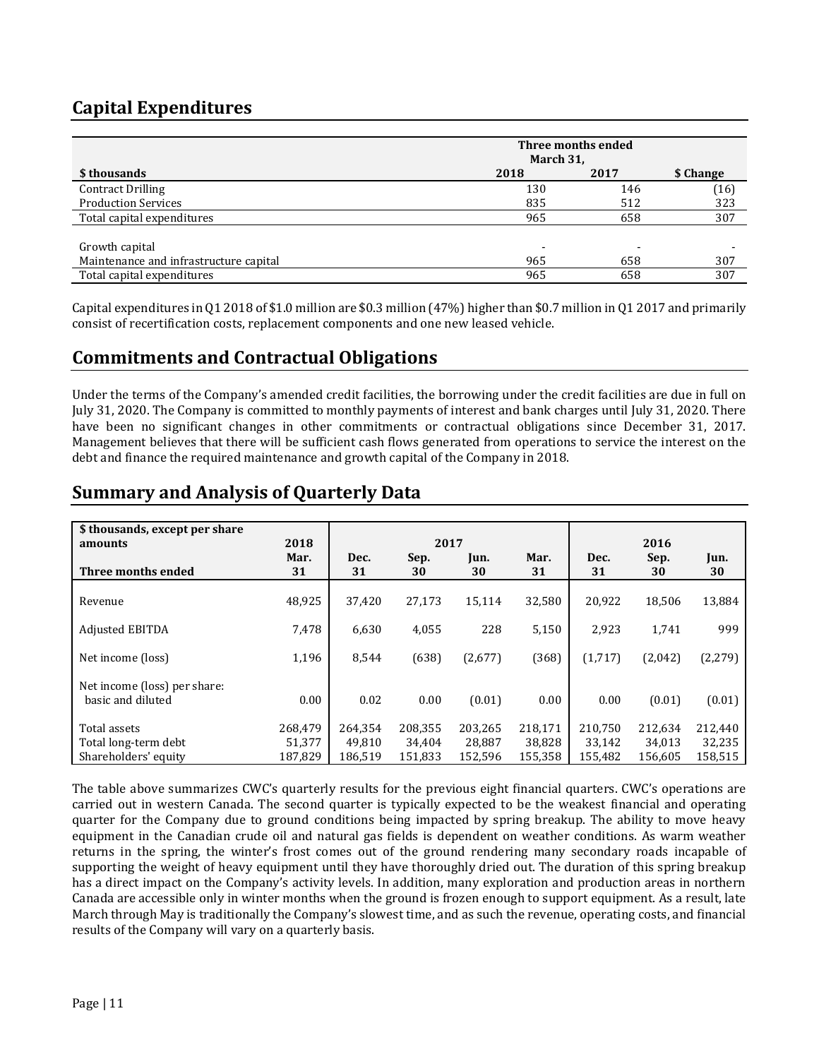## Capital Expenditures

| \$ thousands | Three months ended March 31, 2018 | 2017 | \$ Change |
|---|---|---|---|
| Contract Drilling | 130 | 146 | (16) |
| Production Services | 835 | 512 | 323 |
| Total capital expenditures | 965 | 658 | 307 |
| | | | |
| Growth capital | - | - | - |
| Maintenance and infrastructure capital | 965 | 658 | 307 |
| Total capital expenditures | 965 | 658 | 307 |

Capital expenditures in Q1 2018 of \$1.0 million are \$0.3 million (47%) higher than \$0.7 million in Q1 2017 and primarily consist of recertification costs, replacement components and one new leased vehicle.

## Commitments and Contractual Obligations

Under the terms of the Company's amended credit facilities, the borrowing under the credit facilities are due in full on July 31, 2020. The Company is committed to monthly payments of interest and bank charges until July 31, 2020. There have been no significant changes in other commitments or contractual obligations since December 31, 2017. Management believes that there will be sufficient cash flows generated from operations to service the interest on the debt and finance the required maintenance and growth capital of the Company in 2018.

## Summary and Analysis of Quarterly Data

| \$ thousands, except per share amounts | 2018 | 2017 | | | | 2016 | | |
|---|---|---|---|---|---|---|---|---|
| Three months ended | Mar. 31 | Dec. 31 | Sep. 30 | Jun. 30 | Mar. 31 | Dec. 31 | Sep. 30 | Jun. 30 |
| Revenue | 48,925 | 37,420 | 27,173 | 15,114 | 32,580 | 20,922 | 18,506 | 13,884 |
| Adjusted EBITDA | 7,478 | 6,630 | 4,055 | 228 | 5,150 | 2,923 | 1,741 | 999 |
| Net income (loss) | 1,196 | 8,544 | (638) | (2,677) | (368) | (1,717) | (2,042) | (2,279) |
| Net income (loss) per share: basic and diluted | 0.00 | 0.02 | 0.00 | (0.01) | 0.00 | 0.00 | (0.01) | (0.01) |
| Total assets | 268,479 | 264,354 | 208,355 | 203,265 | 218,171 | 210,750 | 212,634 | 212,440 |
| Total long-term debt | 51,377 | 49,810 | 34,404 | 28,887 | 38,828 | 33,142 | 34,013 | 32,235 |
| Shareholders' equity | 187,829 | 186,519 | 151,833 | 152,596 | 155,358 | 155,482 | 156,605 | 158,515 |

The table above summarizes CWC's quarterly results for the previous eight financial quarters. CWC's operations are carried out in western Canada. The second quarter is typically expected to be the weakest financial and operating quarter for the Company due to ground conditions being impacted by spring breakup. The ability to move heavy equipment in the Canadian crude oil and natural gas fields is dependent on weather conditions. As warm weather returns in the spring, the winter's frost comes out of the ground rendering many secondary roads incapable of supporting the weight of heavy equipment until they have thoroughly dried out. The duration of this spring breakup has a direct impact on the Company's activity levels. In addition, many exploration and production areas in northern Canada are accessible only in winter months when the ground is frozen enough to support equipment. As a result, late March through May is traditionally the Company's slowest time, and as such the revenue, operating costs, and financial results of the Company will vary on a quarterly basis.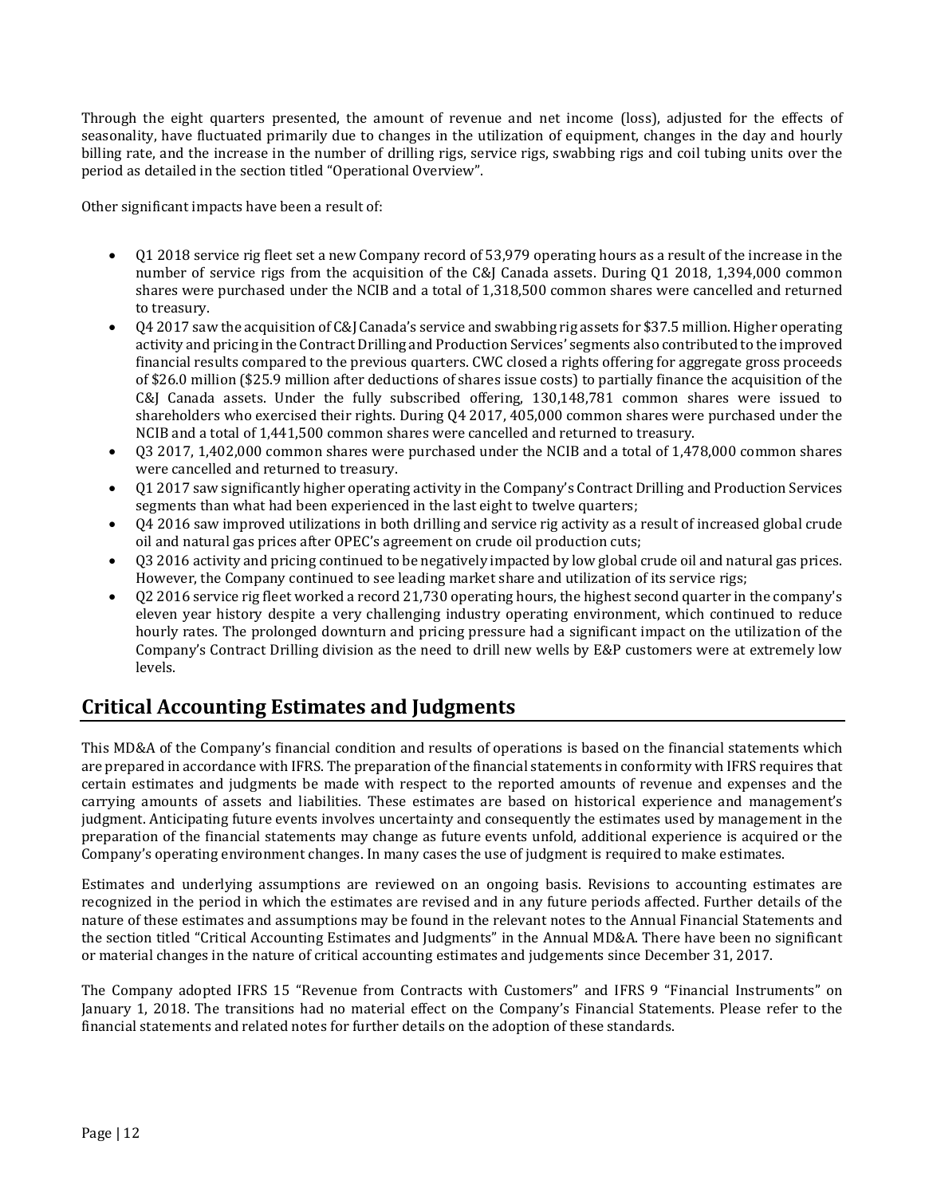Through the eight quarters presented, the amount of revenue and net income (loss), adjusted for the effects of seasonality, have fluctuated primarily due to changes in the utilization of equipment, changes in the day and hourly billing rate, and the increase in the number of drilling rigs, service rigs, swabbing rigs and coil tubing units over the period as detailed in the section titled "Operational Overview".

Other significant impacts have been a result of:

- Q1 2018 service rig fleet set a new Company record of 53,979 operating hours as a result of the increase in the number of service rigs from the acquisition of the C&J Canada assets. During Q1 2018, 1,394,000 common shares were purchased under the NCIB and a total of 1,318,500 common shares were cancelled and returned to treasury.
- Q4 2017 saw the acquisition of C&J Canada's service and swabbing rig assets for $37.5 million. Higher operating activity and pricing in the Contract Drilling and Production Services' segments also contributed to the improved financial results compared to the previous quarters. CWC closed a rights offering for aggregate gross proceeds of $26.0 million ($25.9 million after deductions of shares issue costs) to partially finance the acquisition of the C&J Canada assets. Under the fully subscribed offering, 130,148,781 common shares were issued to shareholders who exercised their rights. During Q4 2017, 405,000 common shares were purchased under the NCIB and a total of 1,441,500 common shares were cancelled and returned to treasury.
- Q3 2017, 1,402,000 common shares were purchased under the NCIB and a total of 1,478,000 common shares were cancelled and returned to treasury.
- Q1 2017 saw significantly higher operating activity in the Company's Contract Drilling and Production Services segments than what had been experienced in the last eight to twelve quarters;
- Q4 2016 saw improved utilizations in both drilling and service rig activity as a result of increased global crude oil and natural gas prices after OPEC's agreement on crude oil production cuts;
- Q3 2016 activity and pricing continued to be negatively impacted by low global crude oil and natural gas prices. However, the Company continued to see leading market share and utilization of its service rigs;
- Q2 2016 service rig fleet worked a record 21,730 operating hours, the highest second quarter in the company's eleven year history despite a very challenging industry operating environment, which continued to reduce hourly rates. The prolonged downturn and pricing pressure had a significant impact on the utilization of the Company's Contract Drilling division as the need to drill new wells by E&P customers were at extremely low levels.

## Critical Accounting Estimates and Judgments

This MD&A of the Company's financial condition and results of operations is based on the financial statements which are prepared in accordance with IFRS. The preparation of the financial statements in conformity with IFRS requires that certain estimates and judgments be made with respect to the reported amounts of revenue and expenses and the carrying amounts of assets and liabilities. These estimates are based on historical experience and management's judgment. Anticipating future events involves uncertainty and consequently the estimates used by management in the preparation of the financial statements may change as future events unfold, additional experience is acquired or the Company's operating environment changes. In many cases the use of judgment is required to make estimates.

Estimates and underlying assumptions are reviewed on an ongoing basis. Revisions to accounting estimates are recognized in the period in which the estimates are revised and in any future periods affected. Further details of the nature of these estimates and assumptions may be found in the relevant notes to the Annual Financial Statements and the section titled "Critical Accounting Estimates and Judgments" in the Annual MD&A. There have been no significant or material changes in the nature of critical accounting estimates and judgements since December 31, 2017.

The Company adopted IFRS 15 "Revenue from Contracts with Customers" and IFRS 9 "Financial Instruments" on January 1, 2018. The transitions had no material effect on the Company's Financial Statements. Please refer to the financial statements and related notes for further details on the adoption of these standards.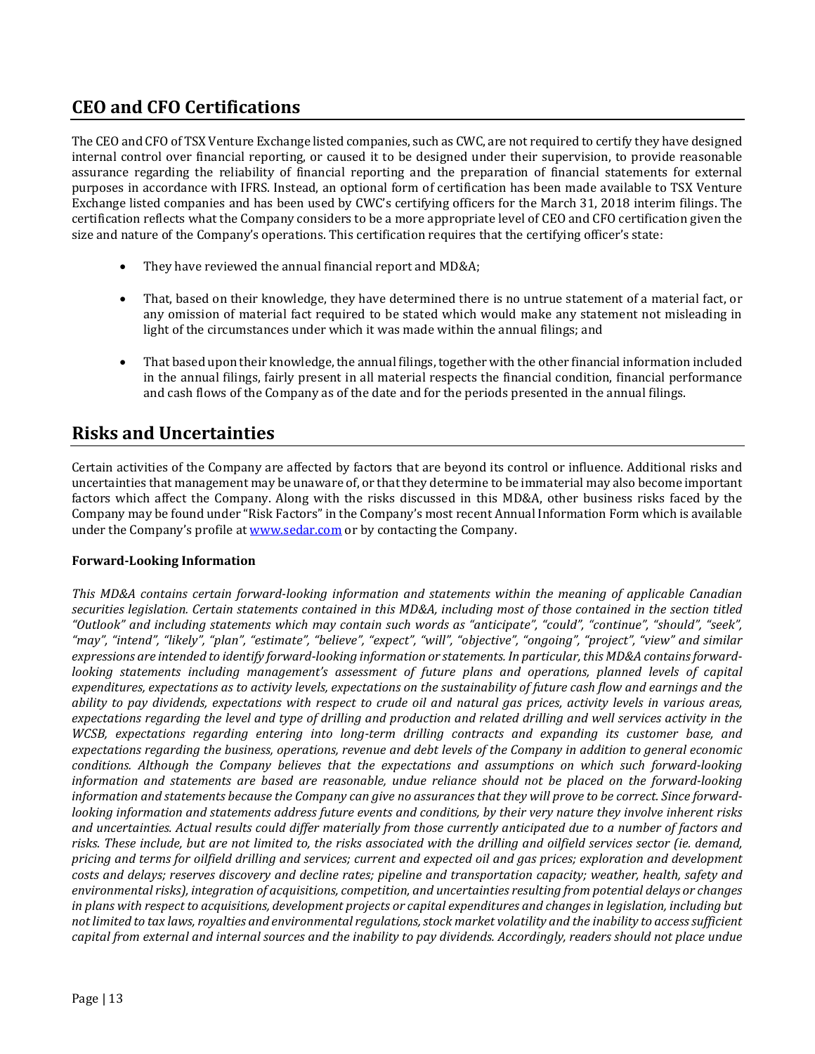## CEO and CFO Certifications

The CEO and CFO of TSX Venture Exchange listed companies, such as CWC, are not required to certify they have designed internal control over financial reporting, or caused it to be designed under their supervision, to provide reasonable assurance regarding the reliability of financial reporting and the preparation of financial statements for external purposes in accordance with IFRS. Instead, an optional form of certification has been made available to TSX Venture Exchange listed companies and has been used by CWC's certifying officers for the March 31, 2018 interim filings. The certification reflects what the Company considers to be a more appropriate level of CEO and CFO certification given the size and nature of the Company's operations. This certification requires that the certifying officer's state:

- They have reviewed the annual financial report and MD&A;
- That, based on their knowledge, they have determined there is no untrue statement of a material fact, or any omission of material fact required to be stated which would make any statement not misleading in light of the circumstances under which it was made within the annual filings; and
- That based upon their knowledge, the annual filings, together with the other financial information included in the annual filings, fairly present in all material respects the financial condition, financial performance and cash flows of the Company as of the date and for the periods presented in the annual filings.

## Risks and Uncertainties

Certain activities of the Company are affected by factors that are beyond its control or influence. Additional risks and uncertainties that management may be unaware of, or that they determine to be immaterial may also become important factors which affect the Company. Along with the risks discussed in this MD&A, other business risks faced by the Company may be found under "Risk Factors" in the Company's most recent Annual Information Form which is available under the Company's profile at [www.sedar.com](http://www.sedar.com) or by contacting the Company.

**Forward-Looking Information**

*This MD&A contains certain forward-looking information and statements within the meaning of applicable Canadian securities legislation. Certain statements contained in this MD&A, including most of those contained in the section titled "Outlook" and including statements which may contain such words as "anticipate", "could", "continue", "should", "seek", "may", "intend", "likely", "plan", "estimate", "believe", "expect", "will", "objective", "ongoing", "project", "view" and similar expressions are intended to identify forward-looking information or statements. In particular, this MD&A contains forward-looking statements including management's assessment of future plans and operations, planned levels of capital expenditures, expectations as to activity levels, expectations on the sustainability of future cash flow and earnings and the ability to pay dividends, expectations with respect to crude oil and natural gas prices, activity levels in various areas, expectations regarding the level and type of drilling and production and related drilling and well services activity in the WCSB, expectations regarding entering into long-term drilling contracts and expanding its customer base, and expectations regarding the business, operations, revenue and debt levels of the Company in addition to general economic conditions. Although the Company believes that the expectations and assumptions on which such forward-looking information and statements are based are reasonable, undue reliance should not be placed on the forward-looking information and statements because the Company can give no assurances that they will prove to be correct. Since forward-looking information and statements address future events and conditions, by their very nature they involve inherent risks and uncertainties. Actual results could differ materially from those currently anticipated due to a number of factors and risks. These include, but are not limited to, the risks associated with the drilling and oilfield services sector (ie. demand, pricing and terms for oilfield drilling and services; current and expected oil and gas prices; exploration and development costs and delays; reserves discovery and decline rates; pipeline and transportation capacity; weather, health, safety and environmental risks), integration of acquisitions, competition, and uncertainties resulting from potential delays or changes in plans with respect to acquisitions, development projects or capital expenditures and changes in legislation, including but not limited to tax laws, royalties and environmental regulations, stock market volatility and the inability to access sufficient capital from external and internal sources and the inability to pay dividends. Accordingly, readers should not place undue*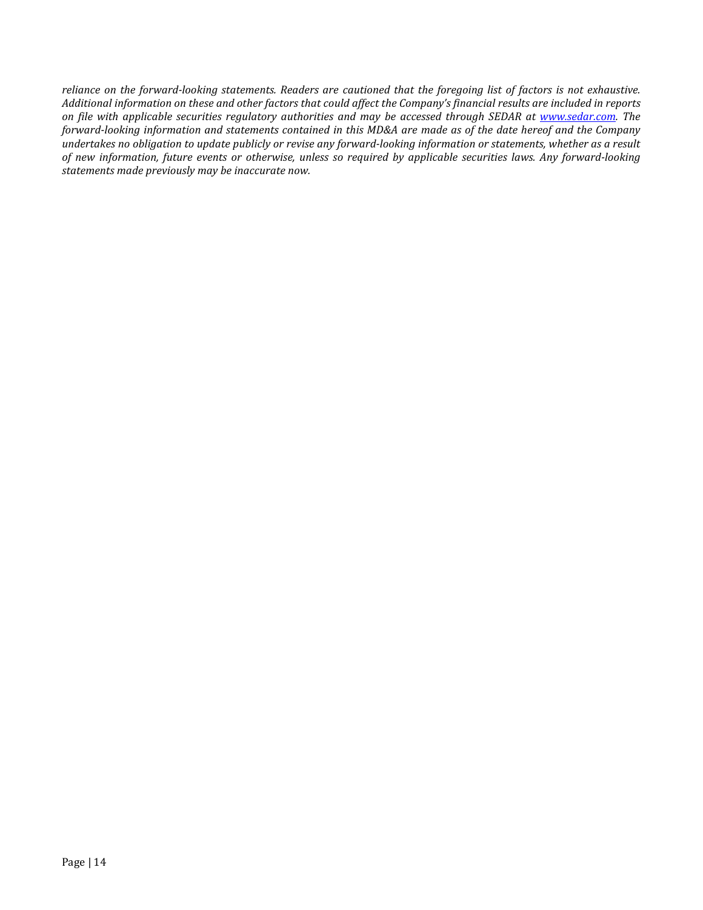*reliance on the forward-looking statements. Readers are cautioned that the foregoing list of factors is not exhaustive. Additional information on these and other factors that could affect the Company's financial results are included in reports on file with applicable securities regulatory authorities and may be accessed through SEDAR at [www.sedar.com](http://www.sedar.com). The forward-looking information and statements contained in this MD&A are made as of the date hereof and the Company undertakes no obligation to update publicly or revise any forward-looking information or statements, whether as a result of new information, future events or otherwise, unless so required by applicable securities laws. Any forward-looking statements made previously may be inaccurate now.*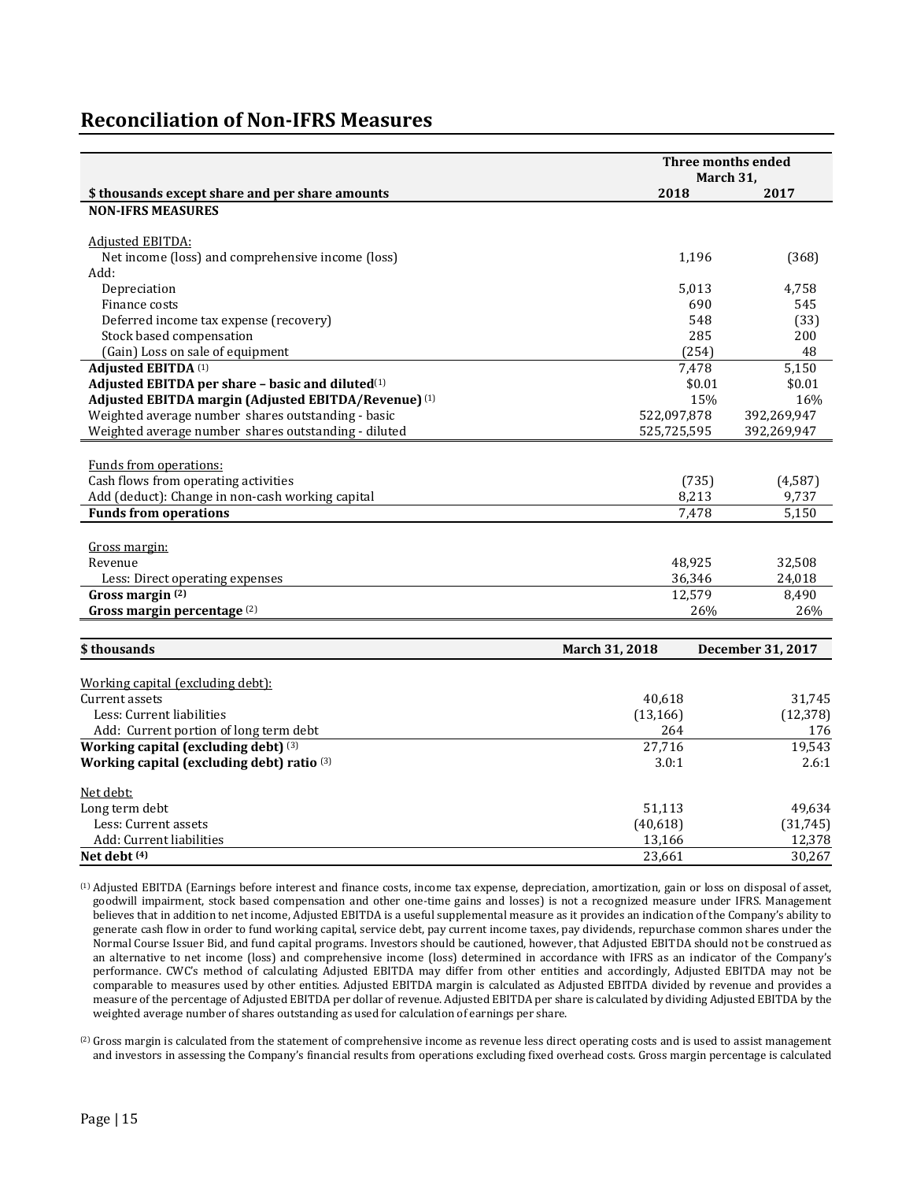## Reconciliation of Non-IFRS Measures

| \$ thousands except share and per share amounts | Three months ended March 31, 2018 | 2017 |
|---|---|---|
| **NON-IFRS MEASURES** | | |
| Adjusted EBITDA: | | |
| Net income (loss) and comprehensive income (loss) | 1,196 | (368) |
| Add: | | |
| Depreciation | 5,013 | 4,758 |
| Finance costs | 690 | 545 |
| Deferred income tax expense (recovery) | 548 | (33) |
| Stock based compensation | 285 | 200 |
| (Gain) Loss on sale of equipment | (254) | 48 |
| **Adjusted EBITDA** (1) | 7,478 | 5,150 |
| **Adjusted EBITDA per share – basic and diluted** (1) | \$0.01 | \$0.01 |
| **Adjusted EBITDA margin (Adjusted EBITDA/Revenue)** (1) | 15% | 16% |
| Weighted average number shares outstanding - basic | 522,097,878 | 392,269,947 |
| Weighted average number shares outstanding - diluted | 525,725,595 | 392,269,947 |
| Funds from operations: | | |
| Cash flows from operating activities | (735) | (4,587) |
| Add (deduct): Change in non-cash working capital | 8,213 | 9,737 |
| **Funds from operations** | 7,478 | 5,150 |
| Gross margin: | | |
| Revenue | 48,925 | 32,508 |
| Less: Direct operating expenses | 36,346 | 24,018 |
| **Gross margin** (2) | 12,579 | 8,490 |
| **Gross margin percentage** (2) | 26% | 26% |

| \$ thousands | March 31, 2018 | December 31, 2017 |
|---|---|---|
| Working capital (excluding debt): | | |
| Current assets | 40,618 | 31,745 |
| Less: Current liabilities | (13,166) | (12,378) |
| Add: Current portion of long term debt | 264 | 176 |
| **Working capital (excluding debt)** (3) | 27,716 | 19,543 |
| **Working capital (excluding debt) ratio** (3) | 3.0:1 | 2.6:1 |
| Net debt: | | |
| Long term debt | 51,113 | 49,634 |
| Less: Current assets | (40,618) | (31,745) |
| Add: Current liabilities | 13,166 | 12,378 |
| **Net debt** (4) | 23,661 | 30,267 |

(1) Adjusted EBITDA (Earnings before interest and finance costs, income tax expense, depreciation, amortization, gain or loss on disposal of asset, goodwill impairment, stock based compensation and other one-time gains and losses) is not a recognized measure under IFRS. Management believes that in addition to net income, Adjusted EBITDA is a useful supplemental measure as it provides an indication of the Company's ability to generate cash flow in order to fund working capital, service debt, pay current income taxes, pay dividends, repurchase common shares under the Normal Course Issuer Bid, and fund capital programs. Investors should be cautioned, however, that Adjusted EBITDA should not be construed as an alternative to net income (loss) and comprehensive income (loss) determined in accordance with IFRS as an indicator of the Company's performance. CWC's method of calculating Adjusted EBITDA may differ from other entities and accordingly, Adjusted EBITDA may not be comparable to measures used by other entities. Adjusted EBITDA margin is calculated as Adjusted EBITDA divided by revenue and provides a measure of the percentage of Adjusted EBITDA per dollar of revenue. Adjusted EBITDA per share is calculated by dividing Adjusted EBITDA by the weighted average number of shares outstanding as used for calculation of earnings per share.

(2) Gross margin is calculated from the statement of comprehensive income as revenue less direct operating costs and is used to assist management and investors in assessing the Company's financial results from operations excluding fixed overhead costs. Gross margin percentage is calculated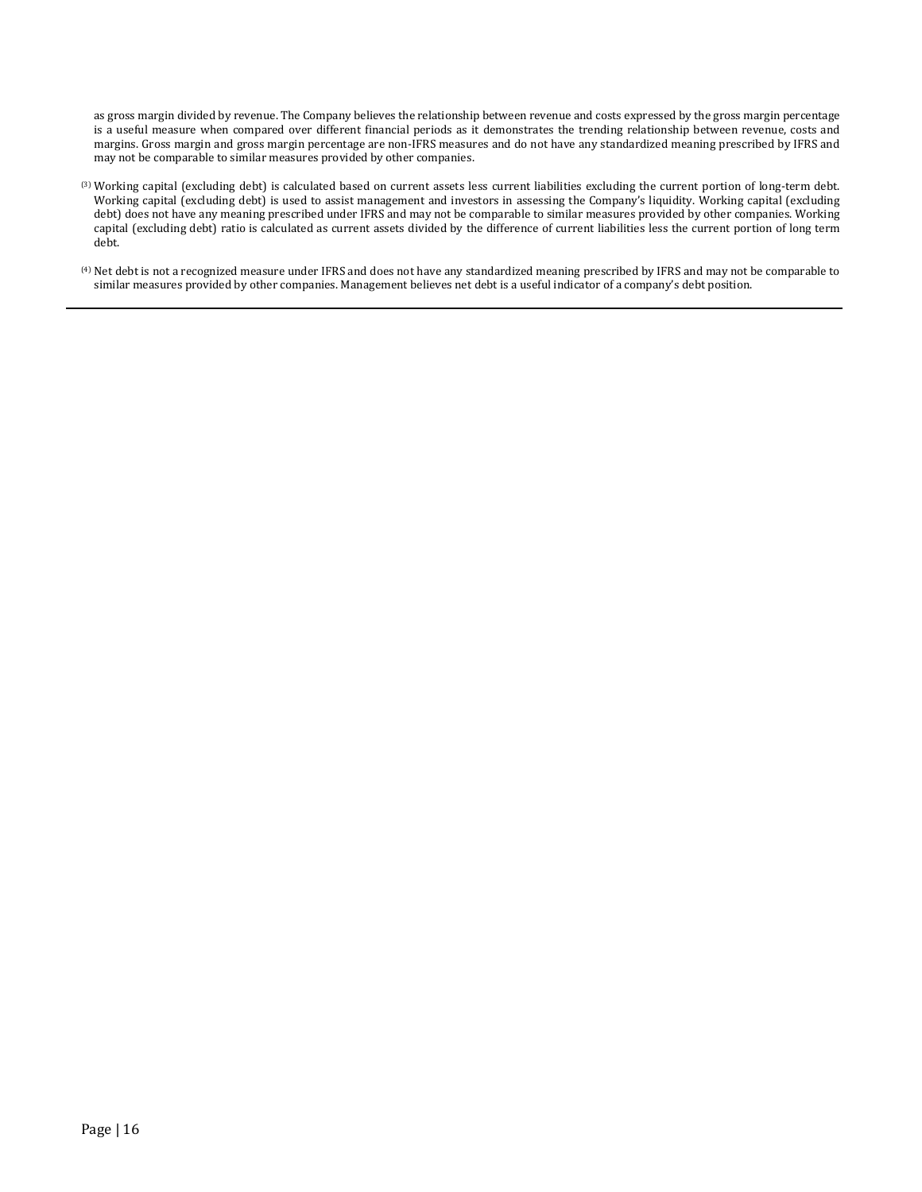as gross margin divided by revenue. The Company believes the relationship between revenue and costs expressed by the gross margin percentage is a useful measure when compared over different financial periods as it demonstrates the trending relationship between revenue, costs and margins. Gross margin and gross margin percentage are non-IFRS measures and do not have any standardized meaning prescribed by IFRS and may not be comparable to similar measures provided by other companies.

(3) Working capital (excluding debt) is calculated based on current assets less current liabilities excluding the current portion of long-term debt. Working capital (excluding debt) is used to assist management and investors in assessing the Company's liquidity. Working capital (excluding debt) does not have any meaning prescribed under IFRS and may not be comparable to similar measures provided by other companies. Working capital (excluding debt) ratio is calculated as current assets divided by the difference of current liabilities less the current portion of long term debt.

(4) Net debt is not a recognized measure under IFRS and does not have any standardized meaning prescribed by IFRS and may not be comparable to similar measures provided by other companies. Management believes net debt is a useful indicator of a company's debt position.